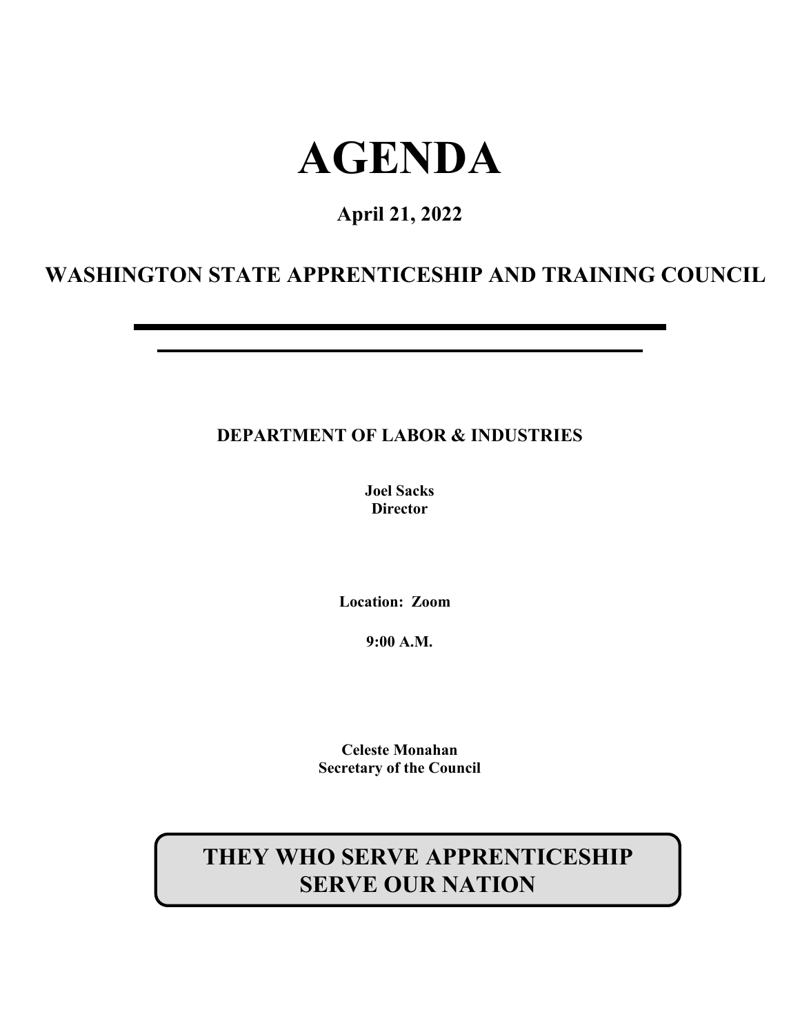# AGENDA

**April 21, 2022**

## WASHINGTON STATE APPRENTICESHIP AND TRAINING COUNCIL

---

**DEPARTMENT OF LABOR & INDUSTRIES**

**Joel Sacks**
**Director**

**Location: Zoom**

**9:00 A.M.**

**Celeste Monahan**
**Secretary of the Council**

**THEY WHO SERVE APPRENTICESHIP SERVE OUR NATION**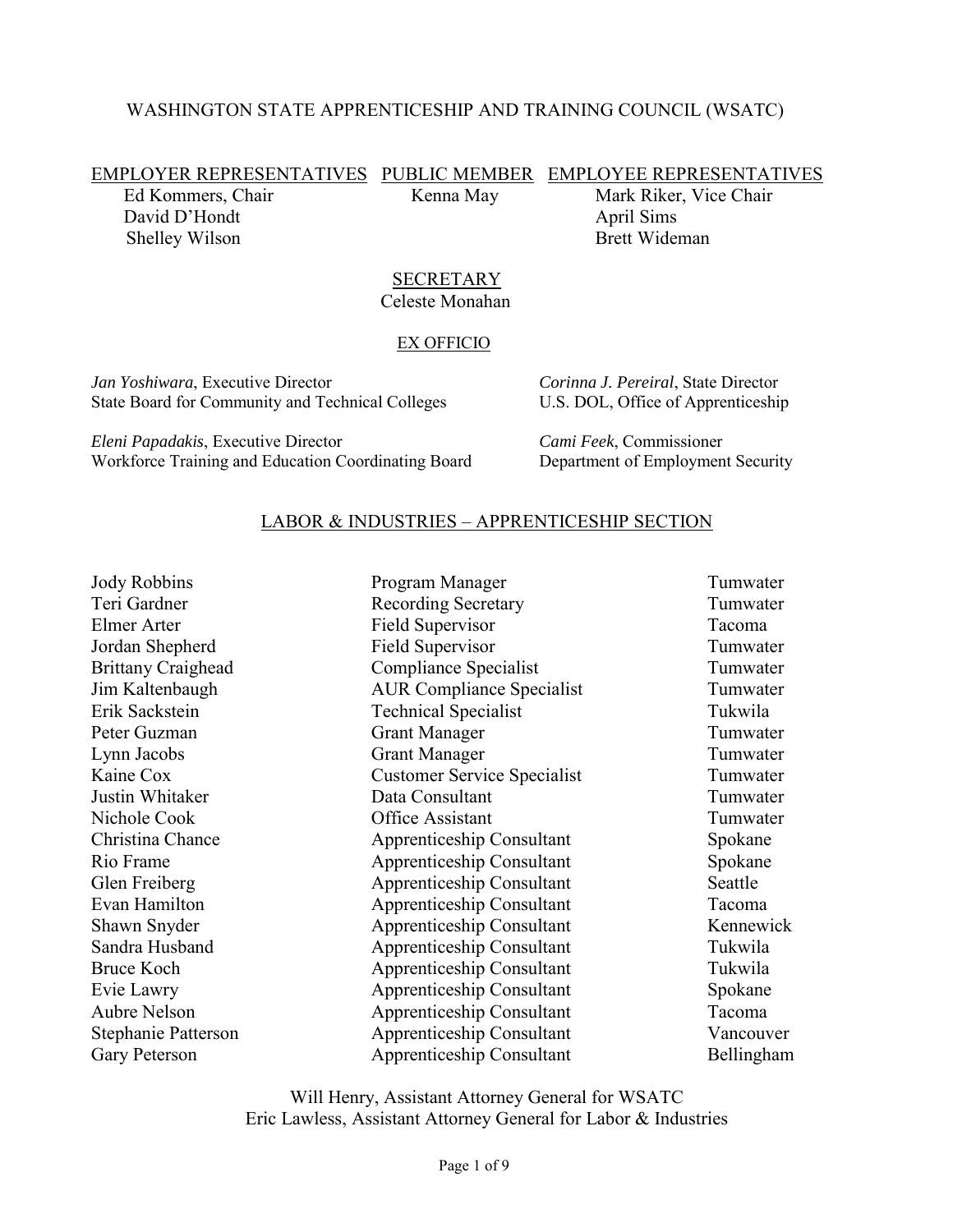# WASHINGTON STATE APPRENTICESHIP AND TRAINING COUNCIL (WSATC)

| EMPLOYER REPRESENTATIVES | PUBLIC MEMBER | EMPLOYEE REPRESENTATIVES |
|---|---|---|
| Ed Kommers, Chair | Kenna May | Mark Riker, Vice Chair |
| David D'Hondt | | April Sims |
| Shelley Wilson | | Brett Wideman |

## SECRETARY

Celeste Monahan

## EX OFFICIO

*Jan Yoshiwara*, Executive Director
State Board for Community and Technical Colleges

*Corinna J. Pereiral*, State Director
U.S. DOL, Office of Apprenticeship

*Eleni Papadakis*, Executive Director
Workforce Training and Education Coordinating Board

*Cami Feek*, Commissioner
Department of Employment Security

## LABOR & INDUSTRIES – APPRENTICESHIP SECTION

| Name | Title | Location |
|---|---|---|
| Jody Robbins | Program Manager | Tumwater |
| Teri Gardner | Recording Secretary | Tumwater |
| Elmer Arter | Field Supervisor | Tacoma |
| Jordan Shepherd | Field Supervisor | Tumwater |
| Brittany Craighead | Compliance Specialist | Tumwater |
| Jim Kaltenbaugh | AUR Compliance Specialist | Tumwater |
| Erik Sackstein | Technical Specialist | Tukwila |
| Peter Guzman | Grant Manager | Tumwater |
| Lynn Jacobs | Grant Manager | Tumwater |
| Kaine Cox | Customer Service Specialist | Tumwater |
| Justin Whitaker | Data Consultant | Tumwater |
| Nichole Cook | Office Assistant | Tumwater |
| Christina Chance | Apprenticeship Consultant | Spokane |
| Rio Frame | Apprenticeship Consultant | Spokane |
| Glen Freiberg | Apprenticeship Consultant | Seattle |
| Evan Hamilton | Apprenticeship Consultant | Tacoma |
| Shawn Snyder | Apprenticeship Consultant | Kennewick |
| Sandra Husband | Apprenticeship Consultant | Tukwila |
| Bruce Koch | Apprenticeship Consultant | Tukwila |
| Evie Lawry | Apprenticeship Consultant | Spokane |
| Aubre Nelson | Apprenticeship Consultant | Tacoma |
| Stephanie Patterson | Apprenticeship Consultant | Vancouver |
| Gary Peterson | Apprenticeship Consultant | Bellingham |

Will Henry, Assistant Attorney General for WSATC
Eric Lawless, Assistant Attorney General for Labor & Industries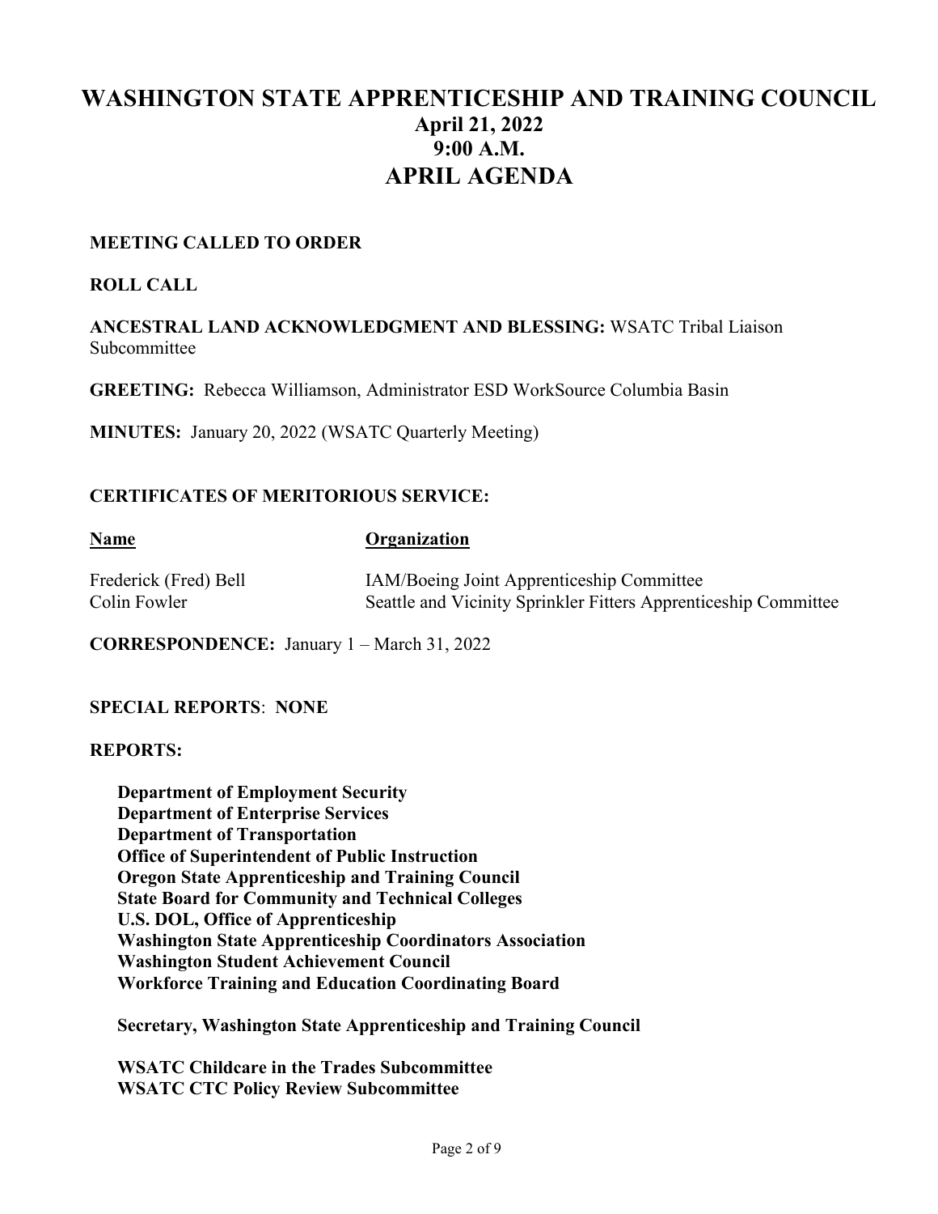# WASHINGTON STATE APPRENTICESHIP AND TRAINING COUNCIL

## April 21, 2022

## 9:00 A.M.

# APRIL AGENDA

**MEETING CALLED TO ORDER**

**ROLL CALL**

**ANCESTRAL LAND ACKNOWLEDGMENT AND BLESSING:** WSATC Tribal Liaison Subcommittee

**GREETING:** Rebecca Williamson, Administrator ESD WorkSource Columbia Basin

**MINUTES:** January 20, 2022 (WSATC Quarterly Meeting)

**CERTIFICATES OF MERITORIOUS SERVICE:**

| Name | Organization |
| --- | --- |
| Frederick (Fred) Bell | IAM/Boeing Joint Apprenticeship Committee |
| Colin Fowler | Seattle and Vicinity Sprinkler Fitters Apprenticeship Committee |

**CORRESPONDENCE:** January 1 – March 31, 2022

**SPECIAL REPORTS**: **NONE**

**REPORTS:**

**Department of Employment Security**
**Department of Enterprise Services**
**Department of Transportation**
**Office of Superintendent of Public Instruction**
**Oregon State Apprenticeship and Training Council**
**State Board for Community and Technical Colleges**
**U.S. DOL, Office of Apprenticeship**
**Washington State Apprenticeship Coordinators Association**
**Washington Student Achievement Council**
**Workforce Training and Education Coordinating Board**

**Secretary, Washington State Apprenticeship and Training Council**

**WSATC Childcare in the Trades Subcommittee**
**WSATC CTC Policy Review Subcommittee**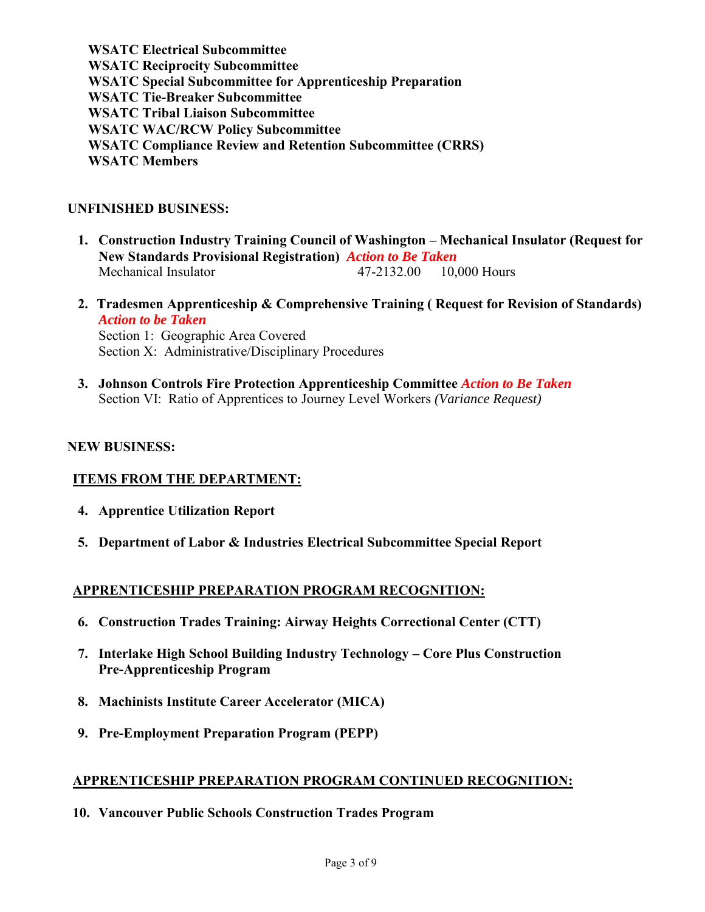**WSATC Electrical Subcommittee**
**WSATC Reciprocity Subcommittee**
**WSATC Special Subcommittee for Apprenticeship Preparation**
**WSATC Tie-Breaker Subcommittee**
**WSATC Tribal Liaison Subcommittee**
**WSATC WAC/RCW Policy Subcommittee**
**WSATC Compliance Review and Retention Subcommittee (CRRS)**
**WSATC Members**

## UNFINISHED BUSINESS:

1. **Construction Industry Training Council of Washington – Mechanical Insulator (Request for New Standards Provisional Registration)** ***Action to Be Taken***
   Mechanical Insulator 47-2132.00 10,000 Hours

2. **Tradesmen Apprenticeship & Comprehensive Training ( Request for Revision of Standards)** ***Action to be Taken***
   Section 1: Geographic Area Covered
   Section X: Administrative/Disciplinary Procedures

3. **Johnson Controls Fire Protection Apprenticeship Committee** ***Action to Be Taken***
   Section VI: Ratio of Apprentices to Journey Level Workers *(Variance Request)*

## NEW BUSINESS:

### ITEMS FROM THE DEPARTMENT:

4. **Apprentice Utilization Report**

5. **Department of Labor & Industries Electrical Subcommittee Special Report**

### APPRENTICESHIP PREPARATION PROGRAM RECOGNITION:

6. **Construction Trades Training: Airway Heights Correctional Center (CTT)**

7. **Interlake High School Building Industry Technology – Core Plus Construction Pre-Apprenticeship Program**

8. **Machinists Institute Career Accelerator (MICA)**

9. **Pre-Employment Preparation Program (PEPP)**

### APPRENTICESHIP PREPARATION PROGRAM CONTINUED RECOGNITION:

10. **Vancouver Public Schools Construction Trades Program**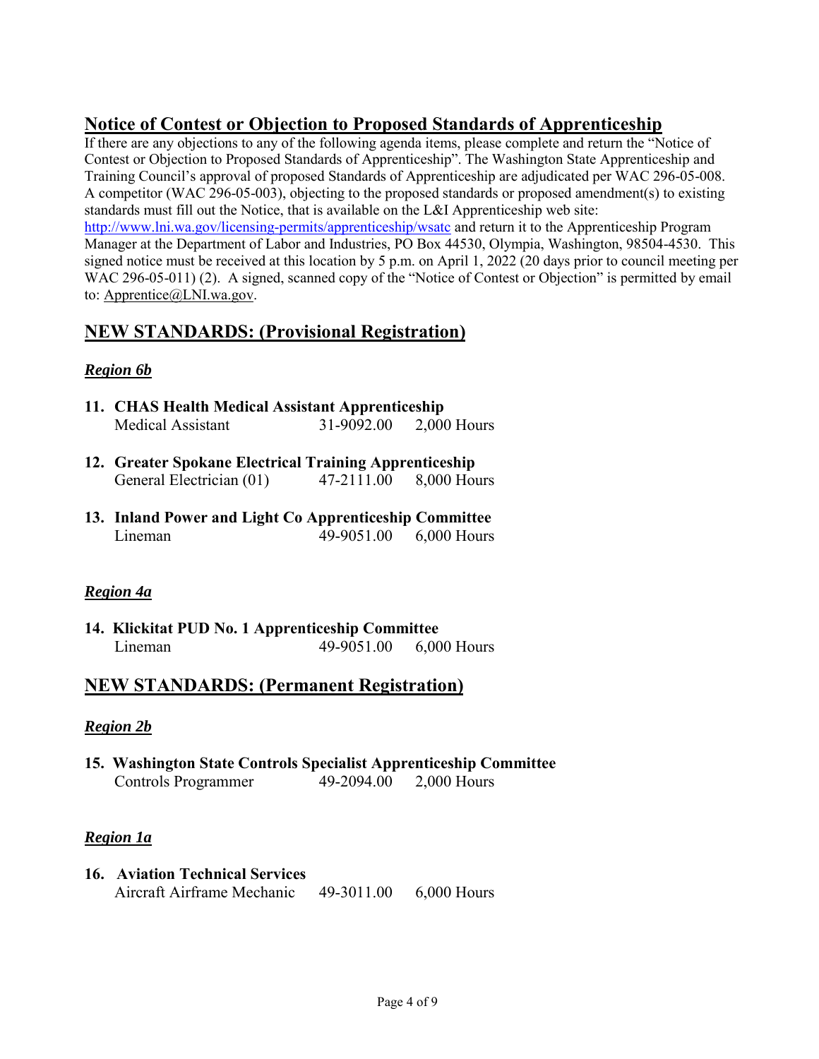## Notice of Contest or Objection to Proposed Standards of Apprenticeship

If there are any objections to any of the following agenda items, please complete and return the "Notice of Contest or Objection to Proposed Standards of Apprenticeship". The Washington State Apprenticeship and Training Council's approval of proposed Standards of Apprenticeship are adjudicated per WAC 296-05-008. A competitor (WAC 296-05-003), objecting to the proposed standards or proposed amendment(s) to existing standards must fill out the Notice, that is available on the L&I Apprenticeship web site: http://www.lni.wa.gov/licensing-permits/apprenticeship/wsatc and return it to the Apprenticeship Program Manager at the Department of Labor and Industries, PO Box 44530, Olympia, Washington, 98504-4530. This signed notice must be received at this location by 5 p.m. on April 1, 2022 (20 days prior to council meeting per WAC 296-05-011) (2). A signed, scanned copy of the "Notice of Contest or Objection" is permitted by email to: Apprentice@LNI.wa.gov.

## NEW STANDARDS: (Provisional Registration)

### *Region 6b*

11. **CHAS Health Medical Assistant Apprenticeship**
    Medical Assistant 31-9092.00 2,000 Hours

12. **Greater Spokane Electrical Training Apprenticeship**
    General Electrician (01) 47-2111.00 8,000 Hours

13. **Inland Power and Light Co Apprenticeship Committee**
    Lineman 49-9051.00 6,000 Hours

### *Region 4a*

14. **Klickitat PUD No. 1 Apprenticeship Committee**
    Lineman 49-9051.00 6,000 Hours

## NEW STANDARDS: (Permanent Registration)

### *Region 2b*

15. **Washington State Controls Specialist Apprenticeship Committee**
    Controls Programmer 49-2094.00 2,000 Hours

### *Region 1a*

16. **Aviation Technical Services**
    Aircraft Airframe Mechanic 49-3011.00 6,000 Hours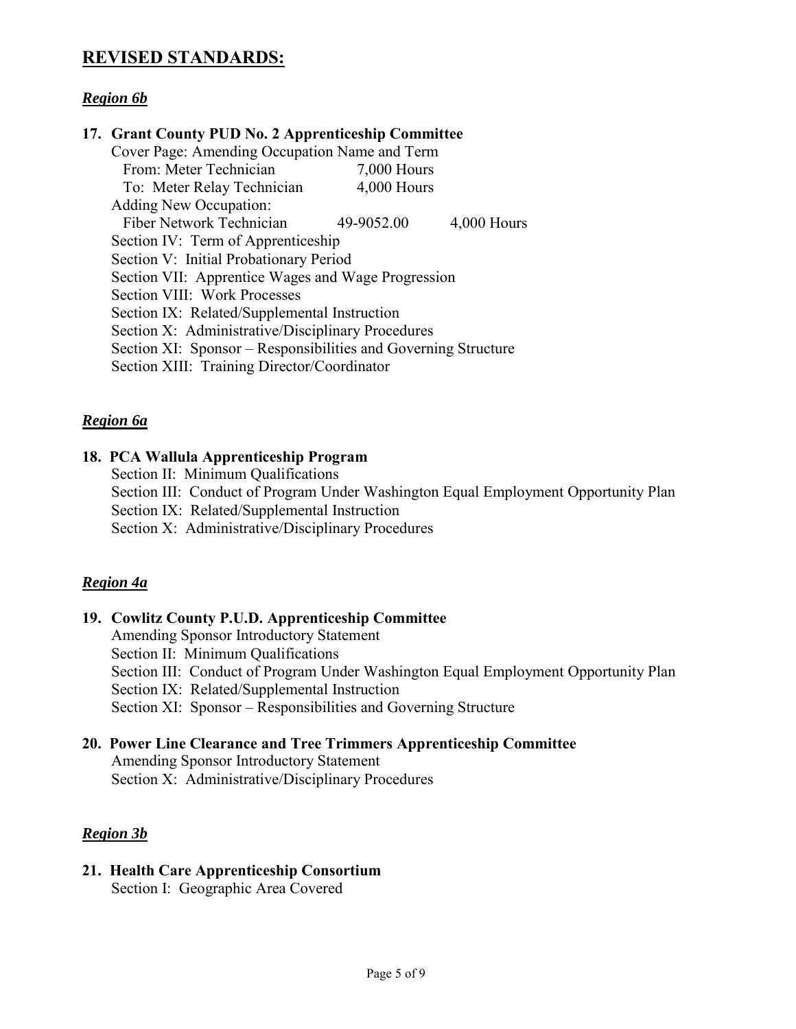## **REVISED STANDARDS:**

### ***Region 6b***

**17. Grant County PUD No. 2 Apprenticeship Committee**

Cover Page: Amending Occupation Name and Term

| | | |
|---|---|---|
| From: Meter Technician | 7,000 Hours | |
| To: Meter Relay Technician | 4,000 Hours | |
| Adding New Occupation: | | |
| Fiber Network Technician | 49-9052.00 | 4,000 Hours |

Section IV: Term of Apprenticeship
Section V: Initial Probationary Period
Section VII: Apprentice Wages and Wage Progression
Section VIII: Work Processes
Section IX: Related/Supplemental Instruction
Section X: Administrative/Disciplinary Procedures
Section XI: Sponsor – Responsibilities and Governing Structure
Section XIII: Training Director/Coordinator

### ***Region 6a***

**18. PCA Wallula Apprenticeship Program**

Section II: Minimum Qualifications
Section III: Conduct of Program Under Washington Equal Employment Opportunity Plan
Section IX: Related/Supplemental Instruction
Section X: Administrative/Disciplinary Procedures

### ***Region 4a***

**19. Cowlitz County P.U.D. Apprenticeship Committee**

Amending Sponsor Introductory Statement
Section II: Minimum Qualifications
Section III: Conduct of Program Under Washington Equal Employment Opportunity Plan
Section IX: Related/Supplemental Instruction
Section XI: Sponsor – Responsibilities and Governing Structure

**20. Power Line Clearance and Tree Trimmers Apprenticeship Committee**

Amending Sponsor Introductory Statement
Section X: Administrative/Disciplinary Procedures

### ***Region 3b***

**21. Health Care Apprenticeship Consortium**

Section I: Geographic Area Covered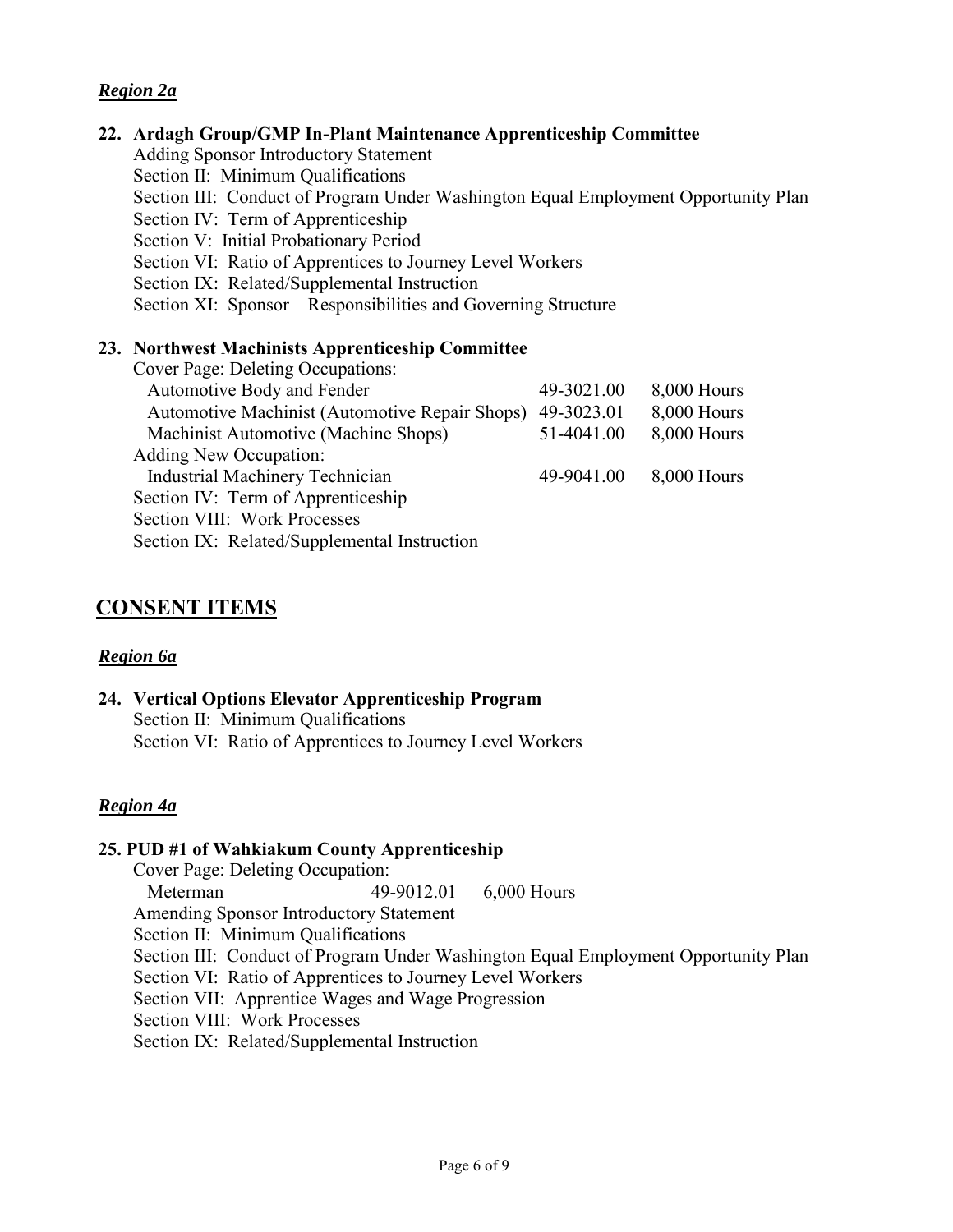### *Region 2a*

**22. Ardagh Group/GMP In-Plant Maintenance Apprenticeship Committee**

Adding Sponsor Introductory Statement
Section II: Minimum Qualifications
Section III: Conduct of Program Under Washington Equal Employment Opportunity Plan
Section IV: Term of Apprenticeship
Section V: Initial Probationary Period
Section VI: Ratio of Apprentices to Journey Level Workers
Section IX: Related/Supplemental Instruction
Section XI: Sponsor – Responsibilities and Governing Structure

**23. Northwest Machinists Apprenticeship Committee**

Cover Page: Deleting Occupations:

| | | |
|---|---|---|
| Automotive Body and Fender | 49-3021.00 | 8,000 Hours |
| Automotive Machinist (Automotive Repair Shops) | 49-3023.01 | 8,000 Hours |
| Machinist Automotive (Machine Shops) | 51-4041.00 | 8,000 Hours |

Adding New Occupation:

| | | |
|---|---|---|
| Industrial Machinery Technician | 49-9041.00 | 8,000 Hours |

Section IV: Term of Apprenticeship
Section VIII: Work Processes
Section IX: Related/Supplemental Instruction

## CONSENT ITEMS

### *Region 6a*

**24. Vertical Options Elevator Apprenticeship Program**

Section II: Minimum Qualifications
Section VI: Ratio of Apprentices to Journey Level Workers

### *Region 4a*

**25. PUD #1 of Wahkiakum County Apprenticeship**

Cover Page: Deleting Occupation:

| | | |
|---|---|---|
| Meterman | 49-9012.01 | 6,000 Hours |

Amending Sponsor Introductory Statement
Section II: Minimum Qualifications
Section III: Conduct of Program Under Washington Equal Employment Opportunity Plan
Section VI: Ratio of Apprentices to Journey Level Workers
Section VII: Apprentice Wages and Wage Progression
Section VIII: Work Processes
Section IX: Related/Supplemental Instruction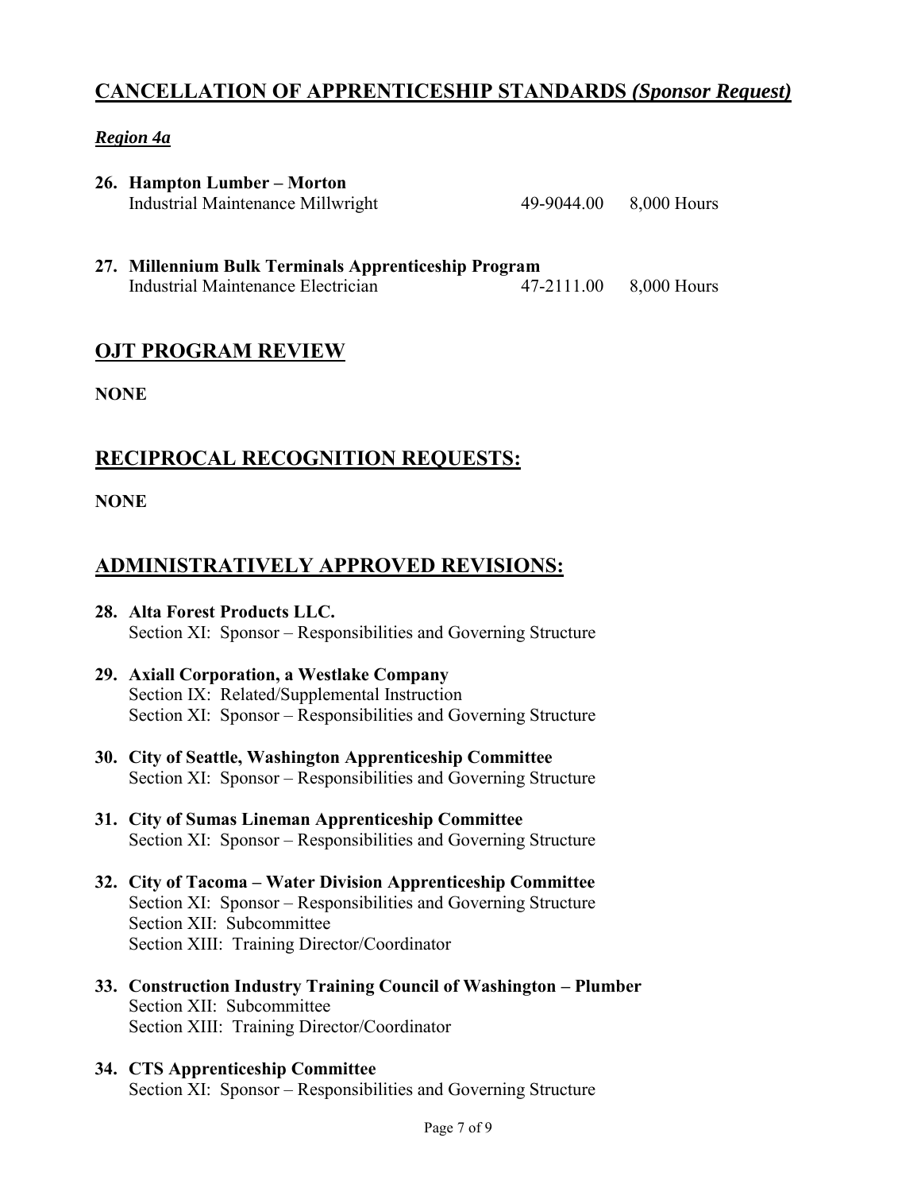## CANCELLATION OF APPRENTICESHIP STANDARDS *(Sponsor Request)*

***Region 4a***

26. **Hampton Lumber – Morton**
    Industrial Maintenance Millwright 49-9044.00 8,000 Hours

27. **Millennium Bulk Terminals Apprenticeship Program**
    Industrial Maintenance Electrician 47-2111.00 8,000 Hours

## OJT PROGRAM REVIEW

**NONE**

## RECIPROCAL RECOGNITION REQUESTS:

**NONE**

## ADMINISTRATIVELY APPROVED REVISIONS:

28. **Alta Forest Products LLC.**
    Section XI: Sponsor – Responsibilities and Governing Structure

29. **Axiall Corporation, a Westlake Company**
    Section IX: Related/Supplemental Instruction
    Section XI: Sponsor – Responsibilities and Governing Structure

30. **City of Seattle, Washington Apprenticeship Committee**
    Section XI: Sponsor – Responsibilities and Governing Structure

31. **City of Sumas Lineman Apprenticeship Committee**
    Section XI: Sponsor – Responsibilities and Governing Structure

32. **City of Tacoma – Water Division Apprenticeship Committee**
    Section XI: Sponsor – Responsibilities and Governing Structure
    Section XII: Subcommittee
    Section XIII: Training Director/Coordinator

33. **Construction Industry Training Council of Washington – Plumber**
    Section XII: Subcommittee
    Section XIII: Training Director/Coordinator

34. **CTS Apprenticeship Committee**
    Section XI: Sponsor – Responsibilities and Governing Structure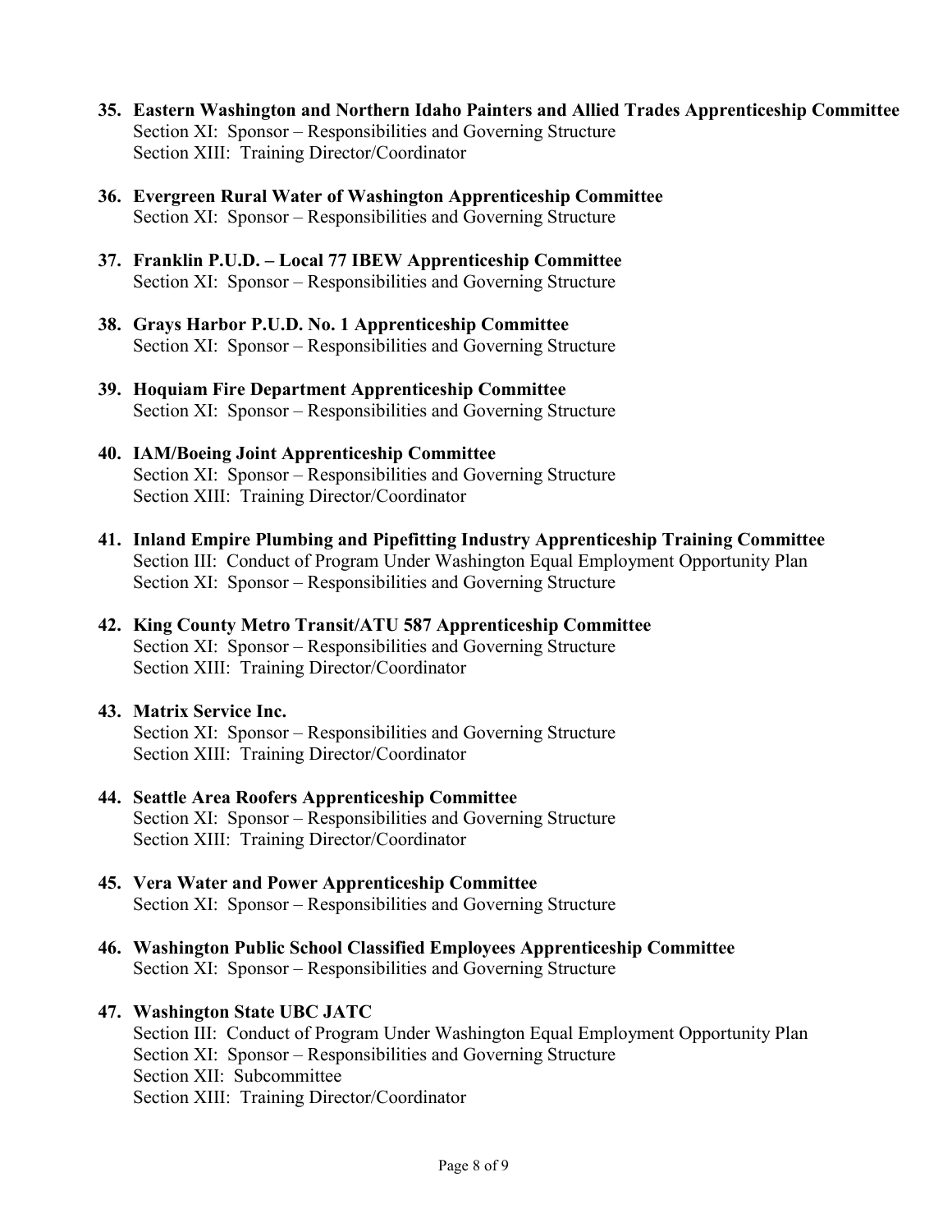35. **Eastern Washington and Northern Idaho Painters and Allied Trades Apprenticeship Committee**
    Section XI: Sponsor – Responsibilities and Governing Structure
    Section XIII: Training Director/Coordinator

36. **Evergreen Rural Water of Washington Apprenticeship Committee**
    Section XI: Sponsor – Responsibilities and Governing Structure

37. **Franklin P.U.D. – Local 77 IBEW Apprenticeship Committee**
    Section XI: Sponsor – Responsibilities and Governing Structure

38. **Grays Harbor P.U.D. No. 1 Apprenticeship Committee**
    Section XI: Sponsor – Responsibilities and Governing Structure

39. **Hoquiam Fire Department Apprenticeship Committee**
    Section XI: Sponsor – Responsibilities and Governing Structure

40. **IAM/Boeing Joint Apprenticeship Committee**
    Section XI: Sponsor – Responsibilities and Governing Structure
    Section XIII: Training Director/Coordinator

41. **Inland Empire Plumbing and Pipefitting Industry Apprenticeship Training Committee**
    Section III: Conduct of Program Under Washington Equal Employment Opportunity Plan
    Section XI: Sponsor – Responsibilities and Governing Structure

42. **King County Metro Transit/ATU 587 Apprenticeship Committee**
    Section XI: Sponsor – Responsibilities and Governing Structure
    Section XIII: Training Director/Coordinator

43. **Matrix Service Inc.**
    Section XI: Sponsor – Responsibilities and Governing Structure
    Section XIII: Training Director/Coordinator

44. **Seattle Area Roofers Apprenticeship Committee**
    Section XI: Sponsor – Responsibilities and Governing Structure
    Section XIII: Training Director/Coordinator

45. **Vera Water and Power Apprenticeship Committee**
    Section XI: Sponsor – Responsibilities and Governing Structure

46. **Washington Public School Classified Employees Apprenticeship Committee**
    Section XI: Sponsor – Responsibilities and Governing Structure

47. **Washington State UBC JATC**
    Section III: Conduct of Program Under Washington Equal Employment Opportunity Plan
    Section XI: Sponsor – Responsibilities and Governing Structure
    Section XII: Subcommittee
    Section XIII: Training Director/Coordinator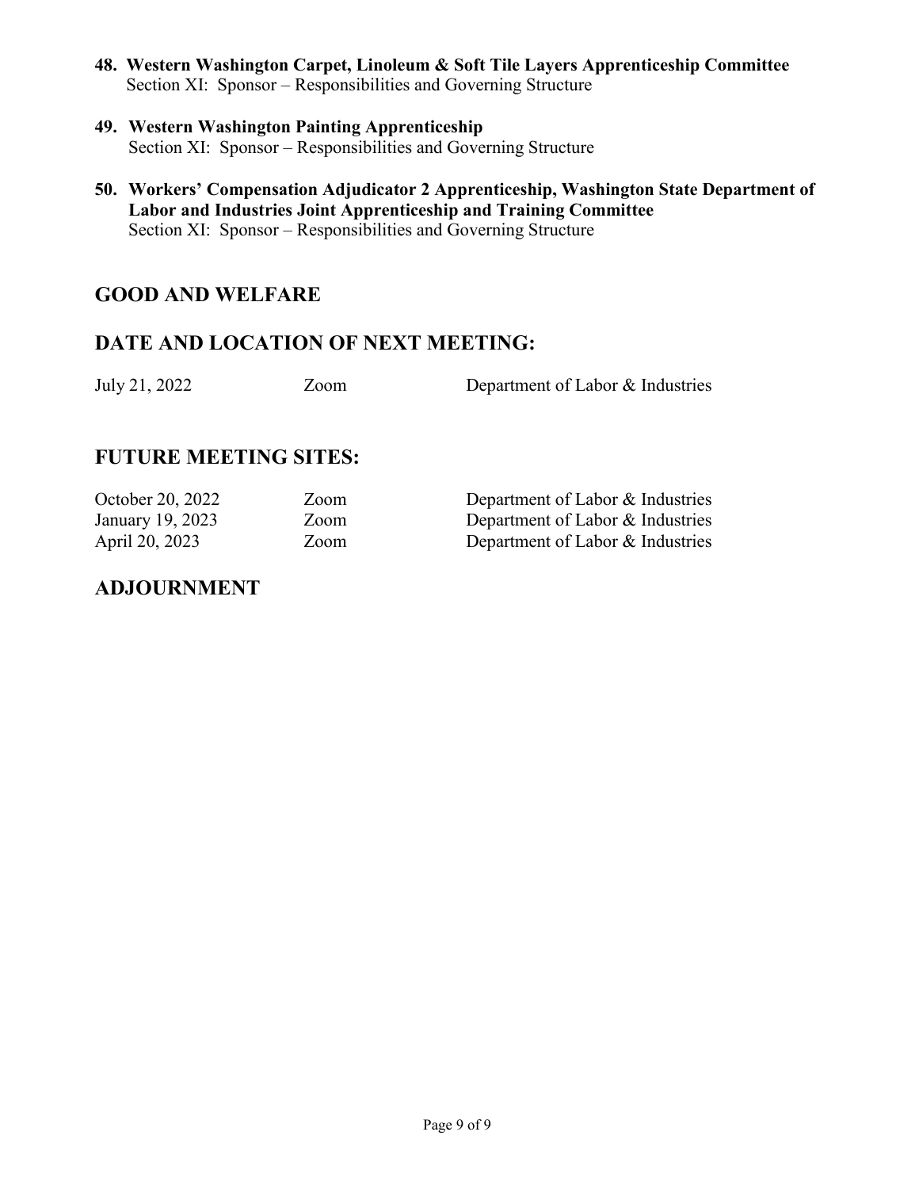48. **Western Washington Carpet, Linoleum & Soft Tile Layers Apprenticeship Committee**
    Section XI: Sponsor – Responsibilities and Governing Structure

49. **Western Washington Painting Apprenticeship**
    Section XI: Sponsor – Responsibilities and Governing Structure

50. **Workers' Compensation Adjudicator 2 Apprenticeship, Washington State Department of Labor and Industries Joint Apprenticeship and Training Committee**
    Section XI: Sponsor – Responsibilities and Governing Structure

## GOOD AND WELFARE

## DATE AND LOCATION OF NEXT MEETING:

| | | |
|---|---|---|
| July 21, 2022 | Zoom | Department of Labor & Industries |

## FUTURE MEETING SITES:

| | | |
|---|---|---|
| October 20, 2022 | Zoom | Department of Labor & Industries |
| January 19, 2023 | Zoom | Department of Labor & Industries |
| April 20, 2023 | Zoom | Department of Labor & Industries |

## ADJOURNMENT